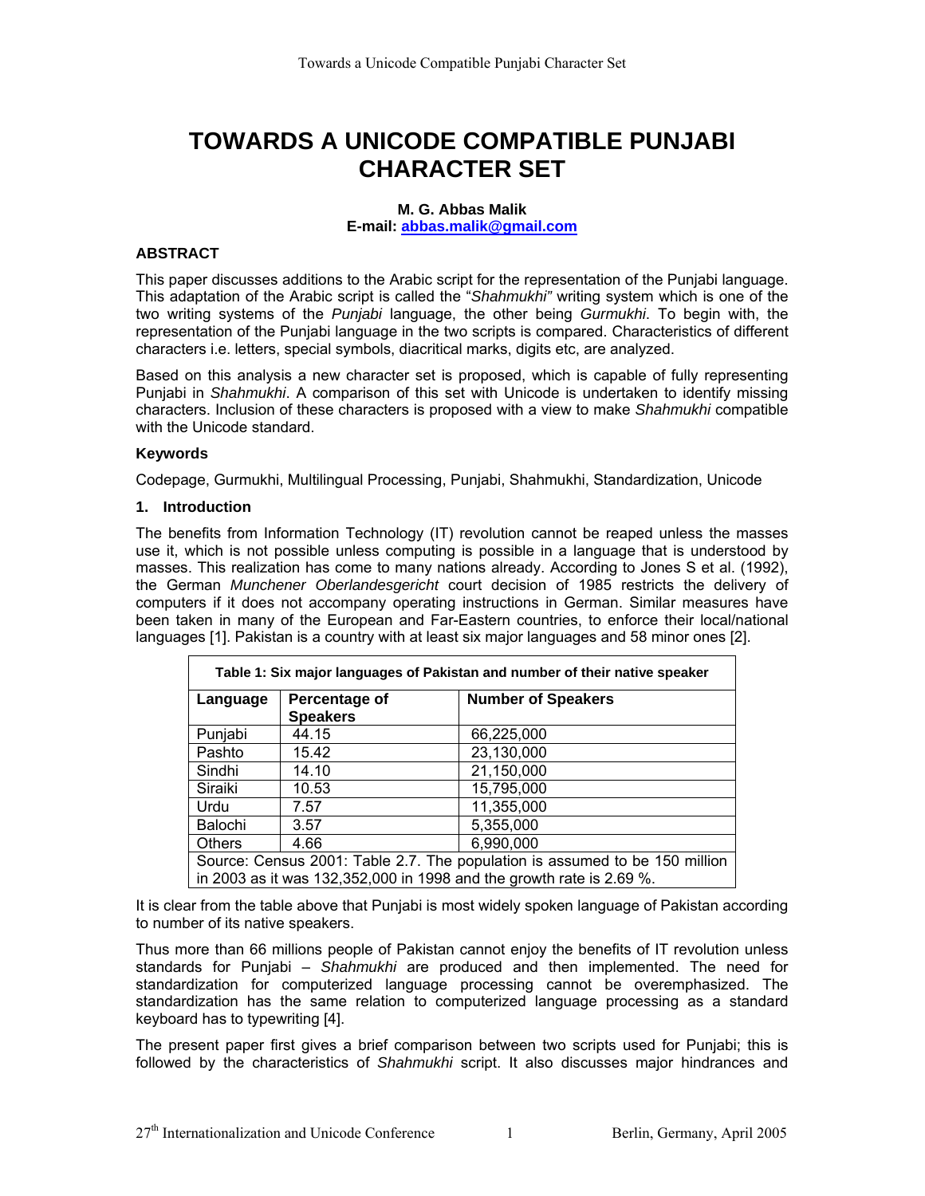# TOWARDS A UNICODE COMPATIBLE PUNJABI CHARACTER SET

**M. G. Abbas Malik**
**E-mail: abbas.malik@gmail.com**

### ABSTRACT

This paper discusses additions to the Arabic script for the representation of the Punjabi language. This adaptation of the Arabic script is called the "*Shahmukhi"* writing system which is one of the two writing systems of the *Punjabi* language, the other being *Gurmukhi*. To begin with, the representation of the Punjabi language in the two scripts is compared. Characteristics of different characters i.e. letters, special symbols, diacritical marks, digits etc, are analyzed.

Based on this analysis a new character set is proposed, which is capable of fully representing Punjabi in *Shahmukhi*. A comparison of this set with Unicode is undertaken to identify missing characters. Inclusion of these characters is proposed with a view to make *Shahmukhi* compatible with the Unicode standard.

### Keywords

Codepage, Gurmukhi, Multilingual Processing, Punjabi, Shahmukhi, Standardization, Unicode

### 1. Introduction

The benefits from Information Technology (IT) revolution cannot be reaped unless the masses use it, which is not possible unless computing is possible in a language that is understood by masses. This realization has come to many nations already. According to Jones S et al. (1992), the German *Munchener Oberlandesgericht* court decision of 1985 restricts the delivery of computers if it does not accompany operating instructions in German. Similar measures have been taken in many of the European and Far-Eastern countries, to enforce their local/national languages [1]. Pakistan is a country with at least six major languages and 58 minor ones [2].

**Table 1: Six major languages of Pakistan and number of their native speaker**

| Language | Percentage of Speakers | Number of Speakers |
|---|---|---|
| Punjabi | 44.15 | 66,225,000 |
| Pashto | 15.42 | 23,130,000 |
| Sindhi | 14.10 | 21,150,000 |
| Siraiki | 10.53 | 15,795,000 |
| Urdu | 7.57 | 11,355,000 |
| Balochi | 3.57 | 5,355,000 |
| Others | 4.66 | 6,990,000 |

Source: Census 2001: Table 2.7. The population is assumed to be 150 million in 2003 as it was 132,352,000 in 1998 and the growth rate is 2.69 %.

It is clear from the table above that Punjabi is most widely spoken language of Pakistan according to number of its native speakers.

Thus more than 66 millions people of Pakistan cannot enjoy the benefits of IT revolution unless standards for Punjabi – *Shahmukhi* are produced and then implemented. The need for standardization for computerized language processing cannot be overemphasized. The standardization has the same relation to computerized language processing as a standard keyboard has to typewriting [4].

The present paper first gives a brief comparison between two scripts used for Punjabi; this is followed by the characteristics of *Shahmukhi* script. It also discusses major hindrances and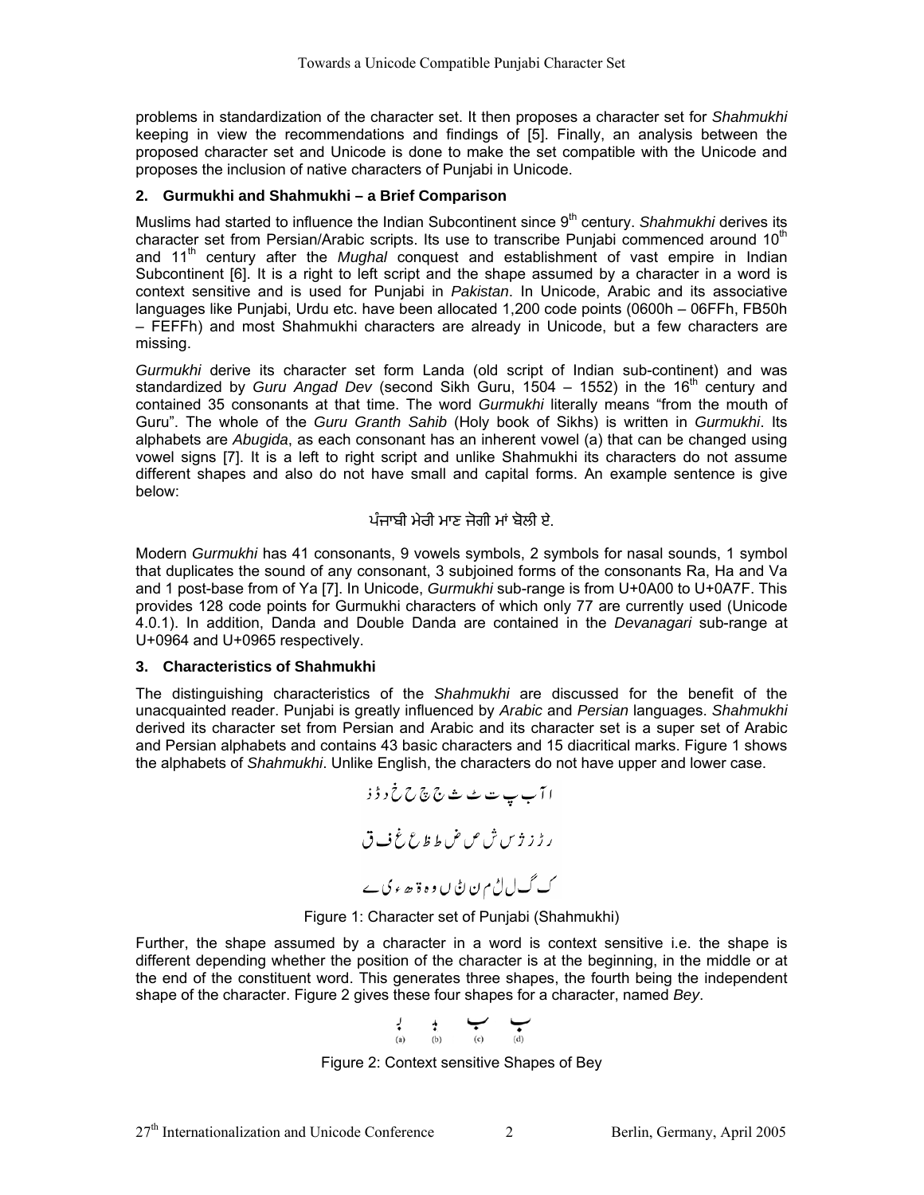problems in standardization of the character set. It then proposes a character set for *Shahmukhi* keeping in view the recommendations and findings of [5]. Finally, an analysis between the proposed character set and Unicode is done to make the set compatible with the Unicode and proposes the inclusion of native characters of Punjabi in Unicode.

### 2. Gurmukhi and Shahmukhi – a Brief Comparison

Muslims had started to influence the Indian Subcontinent since 9th century. *Shahmukhi* derives its character set from Persian/Arabic scripts. Its use to transcribe Punjabi commenced around 10th and 11th century after the *Mughal* conquest and establishment of vast empire in Indian Subcontinent [6]. It is a right to left script and the shape assumed by a character in a word is context sensitive and is used for Punjabi in *Pakistan*. In Unicode, Arabic and its associative languages like Punjabi, Urdu etc. have been allocated 1,200 code points (0600h – 06FFh, FB50h – FEFFh) and most Shahmukhi characters are already in Unicode, but a few characters are missing.

*Gurmukhi* derive its character set form Landa (old script of Indian sub-continent) and was standardized by *Guru Angad Dev* (second Sikh Guru, 1504 – 1552) in the 16th century and contained 35 consonants at that time. The word *Gurmukhi* literally means "from the mouth of Guru". The whole of the *Guru Granth Sahib* (Holy book of Sikhs) is written in *Gurmukhi*. Its alphabets are *Abugida*, as each consonant has an inherent vowel (a) that can be changed using vowel signs [7]. It is a left to right script and unlike Shahmukhi its characters do not assume different shapes and also do not have small and capital forms. An example sentence is give below:

ਪੰਜਾਬੀ ਮੇਰੀ ਮਾਣ ਜੋਗੀ ਮਾਂ ਬੋਲੀ ਏ.

Modern *Gurmukhi* has 41 consonants, 9 vowels symbols, 2 symbols for nasal sounds, 1 symbol that duplicates the sound of any consonant, 3 subjoined forms of the consonants Ra, Ha and Va and 1 post-base from of Ya [7]. In Unicode, *Gurmukhi* sub-range is from U+0A00 to U+0A7F. This provides 128 code points for Gurmukhi characters of which only 77 are currently used (Unicode 4.0.1). In addition, Danda and Double Danda are contained in the *Devanagari* sub-range at U+0964 and U+0965 respectively.

### 3. Characteristics of Shahmukhi

The distinguishing characteristics of the *Shahmukhi* are discussed for the benefit of the unacquainted reader. Punjabi is greatly influenced by *Arabic* and *Persian* languages. *Shahmukhi* derived its character set from Persian and Arabic and its character set is a super set of Arabic and Persian alphabets and contains 43 basic characters and 15 diacritical marks. Figure 1 shows the alphabets of *Shahmukhi*. Unlike English, the characters do not have upper and lower case.

ا آ ب پ ت ٹ ث ج چ ح خ د ڈ ذ

ر ڑ ز ژ س ش ص ض ط ظ ع غ ف ق

ک گ ل ݪ م ن ݨ ں و ہ ۃ ھ ء ی ے

Figure 1: Character set of Punjabi (Shahmukhi)

Further, the shape assumed by a character in a word is context sensitive i.e. the shape is different depending whether the position of the character is at the beginning, in the middle or at the end of the constituent word. This generates three shapes, the fourth being the independent shape of the character. Figure 2 gives these four shapes for a character, named *Bey*.

بـ ـبـ ـب ب
(a) (b) (c) (d)

Figure 2: Context sensitive Shapes of Bey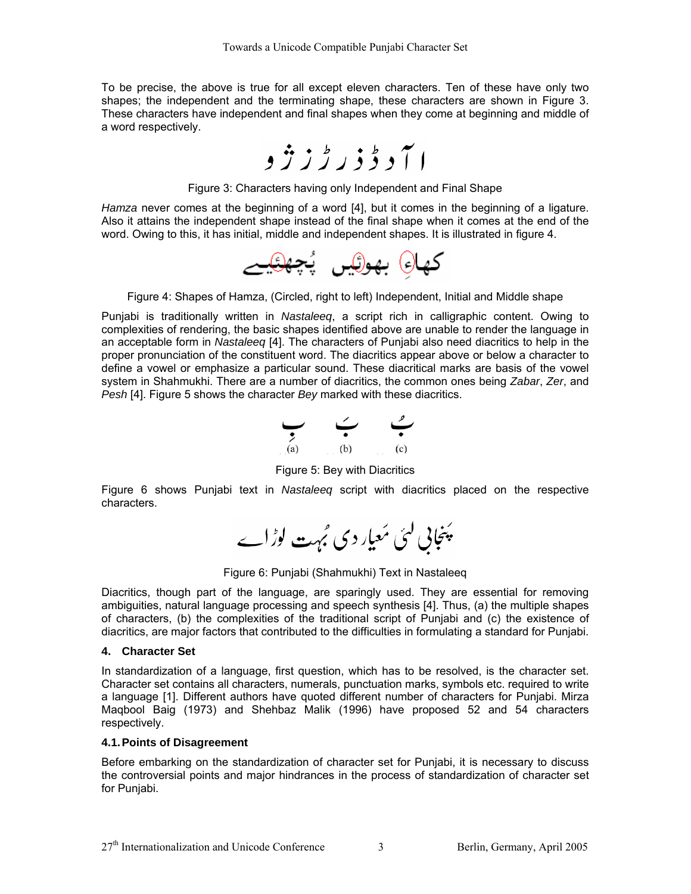To be precise, the above is true for all except eleven characters. Ten of these have only two shapes; the independent and the terminating shape, these characters are shown in Figure 3. These characters have independent and final shapes when they come at beginning and middle of a word respectively.

ا آ د ڈ ذ ر ڑ ز ژ و

Figure 3: Characters having only Independent and Final Shape

*Hamza* never comes at the beginning of a word [4], but it comes in the beginning of a ligature. Also it attains the independent shape instead of the final shape when it comes at the end of the word. Owing to this, it has initial, middle and independent shapes. It is illustrated in figure 4.

کھاءِ بھوئیں پُچھئیے

Figure 4: Shapes of Hamza, (Circled, right to left) Independent, Initial and Middle shape

Punjabi is traditionally written in *Nastaleeq*, a script rich in calligraphic content. Owing to complexities of rendering, the basic shapes identified above are unable to render the language in an acceptable form in *Nastaleeq* [4]. The characters of Punjabi also need diacritics to help in the proper pronunciation of the constituent word. The diacritics appear above or below a character to define a vowel or emphasize a particular sound. These diacritical marks are basis of the vowel system in Shahmukhi. There are a number of diacritics, the common ones being *Zabar*, *Zer*, and *Pesh* [4]. Figure 5 shows the character *Bey* marked with these diacritics.

بِ (a) بَ (b) بُ (c)

Figure 5: Bey with Diacritics

Figure 6 shows Punjabi text in *Nastaleeq* script with diacritics placed on the respective characters.

پَنجابی لئی مَعیار دی بُہت لوڑ اے

Figure 6: Punjabi (Shahmukhi) Text in Nastaleeq

Diacritics, though part of the language, are sparingly used. They are essential for removing ambiguities, natural language processing and speech synthesis [4]. Thus, (a) the multiple shapes of characters, (b) the complexities of the traditional script of Punjabi and (c) the existence of diacritics, are major factors that contributed to the difficulties in formulating a standard for Punjabi.

## 4. Character Set

In standardization of a language, first question, which has to be resolved, is the character set. Character set contains all characters, numerals, punctuation marks, symbols etc. required to write a language [1]. Different authors have quoted different number of characters for Punjabi. Mirza Maqbool Baig (1973) and Shehbaz Malik (1996) have proposed 52 and 54 characters respectively.

### 4.1. Points of Disagreement

Before embarking on the standardization of character set for Punjabi, it is necessary to discuss the controversial points and major hindrances in the process of standardization of character set for Punjabi.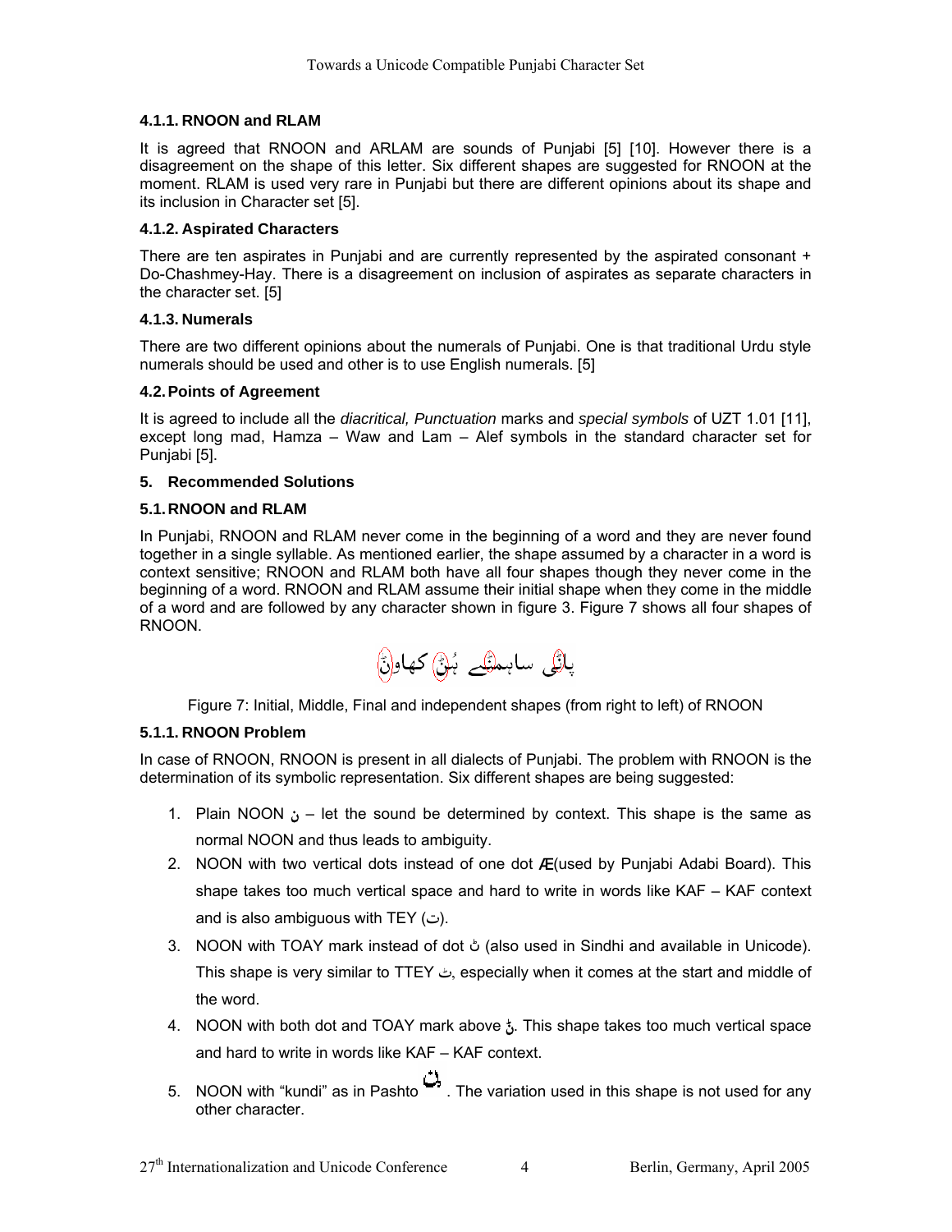#### 4.1.1. RNOON and RLAM

It is agreed that RNOON and ARLAM are sounds of Punjabi [5] [10]. However there is a disagreement on the shape of this letter. Six different shapes are suggested for RNOON at the moment. RLAM is used very rare in Punjabi but there are different opinions about its shape and its inclusion in Character set [5].

#### 4.1.2. Aspirated Characters

There are ten aspirates in Punjabi and are currently represented by the aspirated consonant + Do-Chashmey-Hay. There is a disagreement on inclusion of aspirates as separate characters in the character set. [5]

#### 4.1.3. Numerals

There are two different opinions about the numerals of Punjabi. One is that traditional Urdu style numerals should be used and other is to use English numerals. [5]

### 4.2. Points of Agreement

It is agreed to include all the *diacritical, Punctuation* marks and *special symbols* of UZT 1.01 [11], except long mad, Hamza – Waw and Lam – Alef symbols in the standard character set for Punjabi [5].

## 5. Recommended Solutions

### 5.1. RNOON and RLAM

In Punjabi, RNOON and RLAM never come in the beginning of a word and they are never found together in a single syllable. As mentioned earlier, the shape assumed by a character in a word is context sensitive; RNOON and RLAM both have all four shapes though they never come in the beginning of a word. RNOON and RLAM assume their initial shape when they come in the middle of a word and are followed by any character shown in figure 3. Figure 7 shows all four shapes of RNOON.

پانٹی ساہمنٹے ہُنٹ کھاونٹ

Figure 7: Initial, Middle, Final and independent shapes (from right to left) of RNOON

#### 5.1.1. RNOON Problem

In case of RNOON, RNOON is present in all dialects of Punjabi. The problem with RNOON is the determination of its symbolic representation. Six different shapes are being suggested:

1. Plain NOON ن – let the sound be determined by context. This shape is the same as normal NOON and thus leads to ambiguity.
2. NOON with two vertical dots instead of one dot Æ(used by Punjabi Adabi Board). This shape takes too much vertical space and hard to write in words like KAF – KAF context and is also ambiguous with TEY (ت).
3. NOON with TOAY mark instead of dot ڻ (also used in Sindhi and available in Unicode). This shape is very similar to TTEY ٹ, especially when it comes at the start and middle of the word.
4. NOON with both dot and TOAY mark above ݨ. This shape takes too much vertical space and hard to write in words like KAF – KAF context.
5. NOON with "kundi" as in Pashto ڼ . The variation used in this shape is not used for any other character.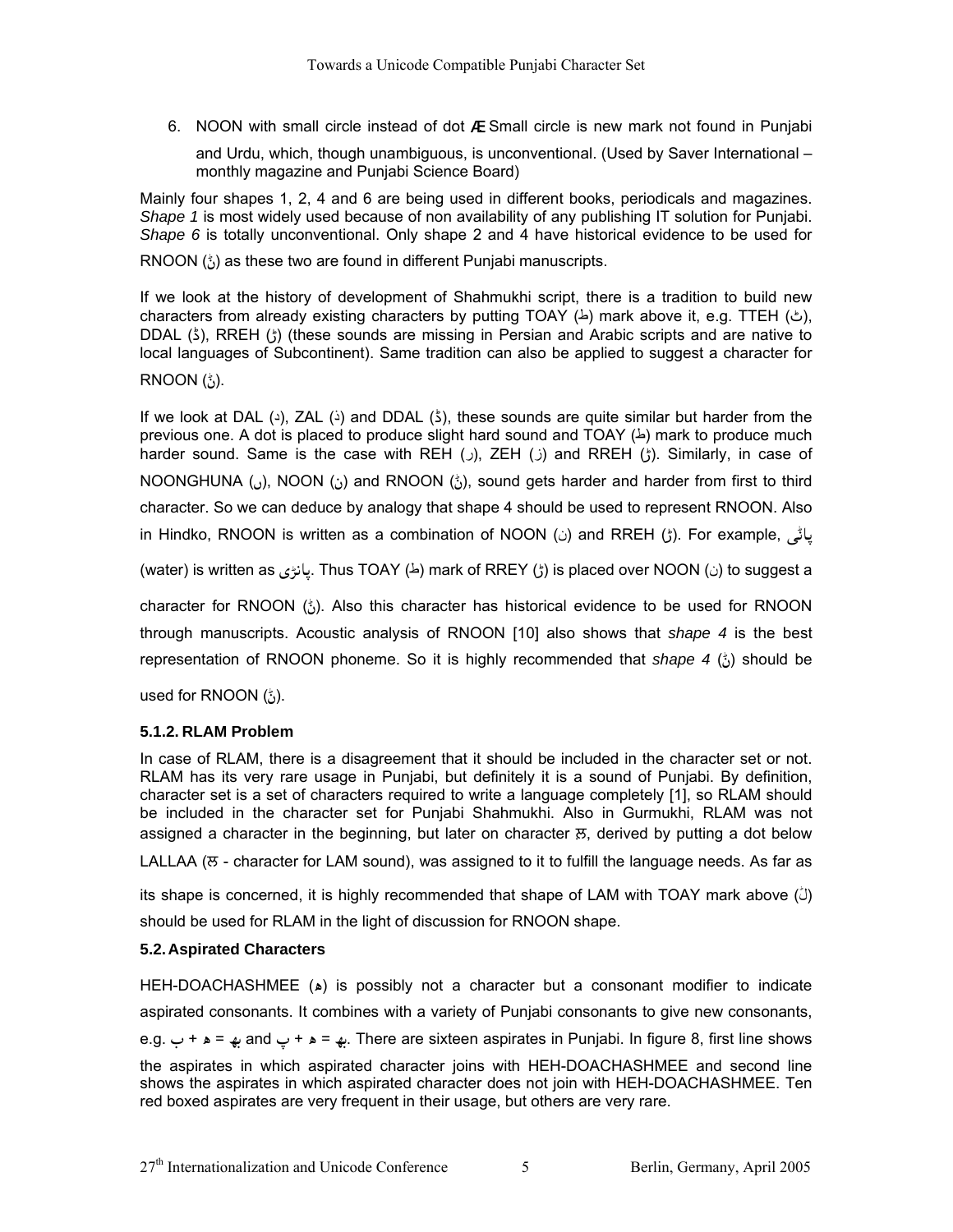6. NOON with small circle instead of dot Æ Small circle is new mark not found in Punjabi and Urdu, which, though unambiguous, is unconventional. (Used by Saver International – monthly magazine and Punjabi Science Board)

Mainly four shapes 1, 2, 4 and 6 are being used in different books, periodicals and magazines. *Shape 1* is most widely used because of non availability of any publishing IT solution for Punjabi. *Shape 6* is totally unconventional. Only shape 2 and 4 have historical evidence to be used for RNOON (ݨ) as these two are found in different Punjabi manuscripts.

If we look at the history of development of Shahmukhi script, there is a tradition to build new characters from already existing characters by putting TOAY (ط) mark above it, e.g. TTEH (ٹ), DDAL (ڈ), RREH (ڑ) (these sounds are missing in Persian and Arabic scripts and are native to local languages of Subcontinent). Same tradition can also be applied to suggest a character for RNOON (ݨ).

If we look at DAL (د), ZAL (ذ) and DDAL (ڈ), these sounds are quite similar but harder from the previous one. A dot is placed to produce slight hard sound and TOAY (ط) mark to produce much harder sound. Same is the case with REH (ر), ZEH (ز) and RREH (ڑ). Similarly, in case of NOONGHUNA (ں), NOON (ن) and RNOON (ݨ), sound gets harder and harder from first to third character. So we can deduce by analogy that shape 4 should be used to represent RNOON. Also in Hindko, RNOON is written as a combination of NOON (ن) and RREH (ڑ). For example, پاݨی (water) is written as پانڑی. Thus TOAY (ط) mark of RREY (ڑ) is placed over NOON (ن) to suggest a character for RNOON (ݨ). Also this character has historical evidence to be used for RNOON through manuscripts. Acoustic analysis of RNOON [10] also shows that *shape 4* is the best representation of RNOON phoneme. So it is highly recommended that *shape 4* (ݨ) should be used for RNOON (ݨ).

### 5.1.2. RLAM Problem

In case of RLAM, there is a disagreement that it should be included in the character set or not. RLAM has its very rare usage in Punjabi, but definitely it is a sound of Punjabi. By definition, character set is a set of characters required to write a language completely [1], so RLAM should be included in the character set for Punjabi Shahmukhi. Also in Gurmukhi, RLAM was not assigned a character in the beginning, but later on character ਲ਼, derived by putting a dot below LALLAA (ਲ - character for LAM sound), was assigned to it to fulfill the language needs. As far as its shape is concerned, it is highly recommended that shape of LAM with TOAY mark above (لؕ) should be used for RLAM in the light of discussion for RNOON shape.

## 5.2. Aspirated Characters

HEH-DOACHASHMEE (ھ) is possibly not a character but a consonant modifier to indicate aspirated consonants. It combines with a variety of Punjabi consonants to give new consonants, e.g. ب + ھ = بھ and پ + ھ = پھ. There are sixteen aspirates in Punjabi. In figure 8, first line shows the aspirates in which aspirated character joins with HEH-DOACHASHMEE and second line shows the aspirates in which aspirated character does not join with HEH-DOACHASHMEE. Ten red boxed aspirates are very frequent in their usage, but others are very rare.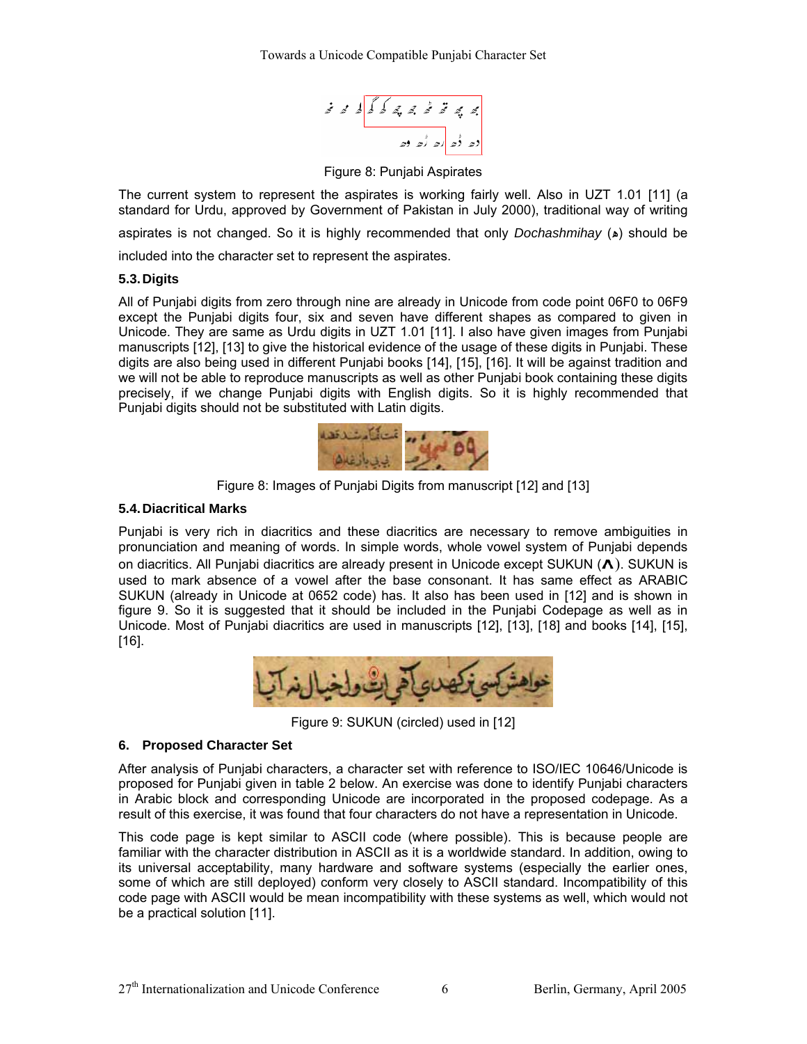Figure 8: Punjabi Aspirates

The current system to represent the aspirates is working fairly well. Also in UZT 1.01 [11] (a standard for Urdu, approved by Government of Pakistan in July 2000), traditional way of writing aspirates is not changed. So it is highly recommended that only *Dochashmihay* (ھ) should be included into the character set to represent the aspirates.

### 5.3. Digits

All of Punjabi digits from zero through nine are already in Unicode from code point 06F0 to 06F9 except the Punjabi digits four, six and seven have different shapes as compared to given in Unicode. They are same as Urdu digits in UZT 1.01 [11]. I also have given images from Punjabi manuscripts [12], [13] to give the historical evidence of the usage of these digits in Punjabi. These digits are also being used in different Punjabi books [14], [15], [16]. It will be against tradition and we will not be able to reproduce manuscripts as well as other Punjabi book containing these digits precisely, if we change Punjabi digits with English digits. So it is highly recommended that Punjabi digits should not be substituted with Latin digits.

Figure 8: Images of Punjabi Digits from manuscript [12] and [13]

### 5.4. Diacritical Marks

Punjabi is very rich in diacritics and these diacritics are necessary to remove ambiguities in pronunciation and meaning of words. In simple words, whole vowel system of Punjabi depends on diacritics. All Punjabi diacritics are already present in Unicode except SUKUN (ٛ). SUKUN is used to mark absence of a vowel after the base consonant. It has same effect as ARABIC SUKUN (already in Unicode at 0652 code) has. It also has been used in [12] and is shown in figure 9. So it is suggested that it should be included in the Punjabi Codepage as well as in Unicode. Most of Punjabi diacritics are used in manuscripts [12], [13], [18] and books [14], [15], [16].

Figure 9: SUKUN (circled) used in [12]

## 6. Proposed Character Set

After analysis of Punjabi characters, a character set with reference to ISO/IEC 10646/Unicode is proposed for Punjabi given in table 2 below. An exercise was done to identify Punjabi characters in Arabic block and corresponding Unicode are incorporated in the proposed codepage. As a result of this exercise, it was found that four characters do not have a representation in Unicode.

This code page is kept similar to ASCII code (where possible). This is because people are familiar with the character distribution in ASCII as it is a worldwide standard. In addition, owing to its universal acceptability, many hardware and software systems (especially the earlier ones, some of which are still deployed) conform very closely to ASCII standard. Incompatibility of this code page with ASCII would be mean incompatibility with these systems as well, which would not be a practical solution [11].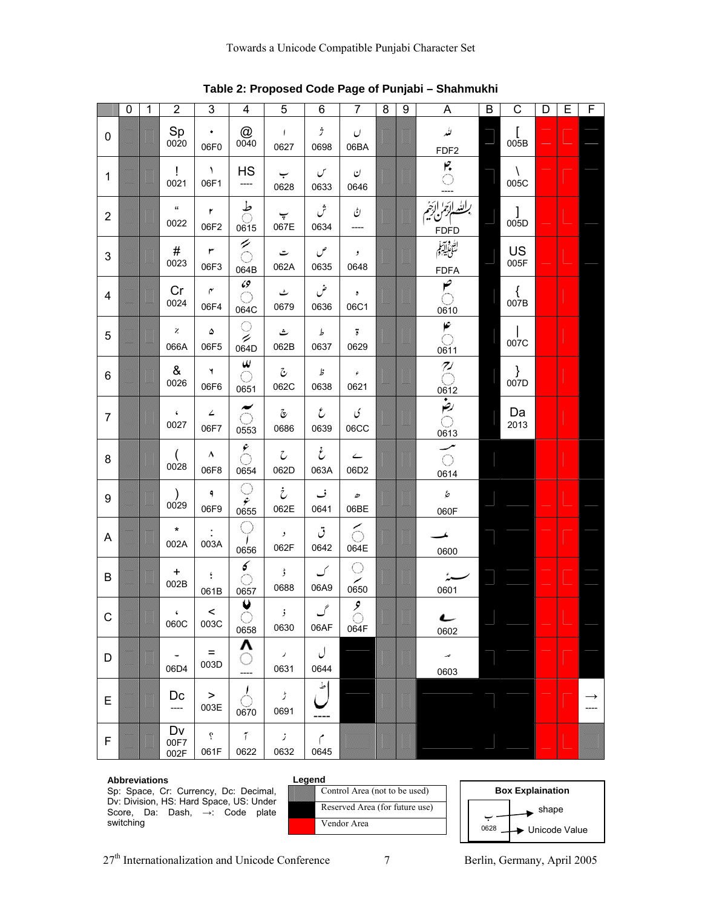**Table 2: Proposed Code Page of Punjabi – Shahmukhi**

| | 0 | 1 | 2 | 3 | 4 | 5 | 6 | 7 | 8 | 9 | A | B | C | D | E | F |
|---|---|---|---|---|---|---|---|---|---|---|---|---|---|---|---|---|
| 0 | | | Sp 0020 | ۰ 06F0 | @ 0040 | ا 0627 | ژ 0698 | ں 06BA | | | ﷲ FDF2 | | [ 005B | | | |
| 1 | | | ! 0021 | ۱ 06F1 | HS ---- | ب 0628 | س 0633 | ن 0646 | | | ---- | | \ 005C | | | |
| 2 | | | " 0022 | ۲ 06F2 | ◌ؕ 0615 | پ 067E | ش 0634 | ---- | | | ﷽ FDFD | | ] 005D | | | |
| 3 | | | # 0023 | ۳ 06F3 | ◌ً 064B | ت 062A | ص 0635 | و 0648 | | | ﷺ FDFA | | US 005F | | | |
| 4 | | | Cr 0024 | ۴ 06F4 | ◌ٌ 064C | ٹ 0679 | ض 0636 | ہ 06C1 | | | ◌ؐ 0610 | | { 007B | | | |
| 5 | | | ٪ 066A | ۵ 06F5 | ◌ٍ 064D | ث 062B | ط 0637 | ة 0629 | | | ◌ؑ 0611 | | \| 007C | | | |
| 6 | | | & 0026 | ۶ 06F6 | ◌ّ 0651 | ج 062C | ظ 0638 | ء 0621 | | | ◌ؒ 0612 | | } 007D | | | |
| 7 | | | ' 0027 | ۷ 06F7 | ◌ 0553 | چ 0686 | ع 0639 | ی 06CC | | | ◌ؓ 0613 | | Da 2013 | | | |
| 8 | | | ( 0028 | ۸ 06F8 | ◌ٔ 0654 | ح 062D | غ 063A | ے 06D2 | | | ◌ؔ 0614 | | | | | |
| 9 | | | ) 0029 | ۹ 06F9 | ◌ٕ 0655 | خ 062E | ف 0641 | ھ 06BE | | | ؏ 060F | | | | | |
| A | | | * 002A | : 003A | ◌ٖ 0656 | د 062F | ق 0642 | ◌َ 064E | | | ؀ 0600 | | | | | |
| B | | | + 002B | ؛ 061B | ◌ٗ 0657 | ڈ 0688 | ک 06A9 | ◌ِ 0650 | | | ؁ 0601 | | | | | |
| C | | | ، 060C | < 003C | ◌٘ 0658 | ذ 0630 | گ 06AF | ◌ُ 064F | | | ؂ 0602 | | | | | |
| D | | | ۔ 06D4 | = 003D | ◌ ---- | ر 0631 | ل 0644 | | | | ؃ 0603 | | | | | |
| E | | | Dc ---- | > 003E | ◌ٰ 0670 | ڑ 0691 | ---- | | | | | | | | | → ---- |
| F | | | Dv 00F7 002F | ؟ 061F | آ 0622 | ز 0632 | م 0645 | | | | | | | | | |

**Abbreviations**

Sp: Space, Cr: Currency, Dc: Decimal, Dv: Division, HS: Hard Space, US: Under Score, Da: Dash, →: Code plate switching

**Legend**

| | |
|---|---|
| (grey) | Control Area (not to be used) |
| (black) | Reserved Area (for future use) |
| (red) | Vendor Area |

**Box Explaination**

ب → shape
0628 → Unicode Value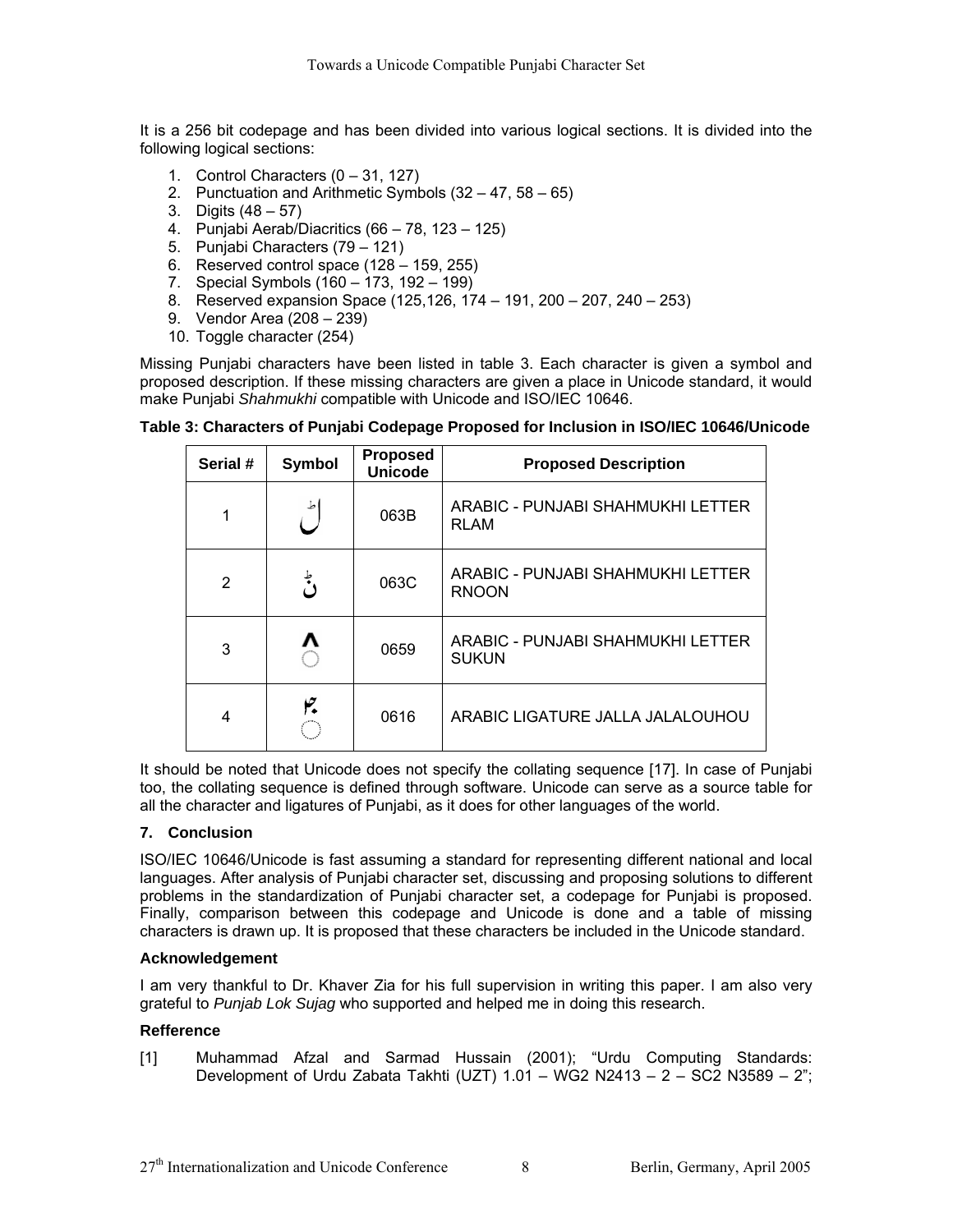It is a 256 bit codepage and has been divided into various logical sections. It is divided into the following logical sections:

1. Control Characters (0 – 31, 127)
2. Punctuation and Arithmetic Symbols (32 – 47, 58 – 65)
3. Digits (48 – 57)
4. Punjabi Aerab/Diacritics (66 – 78, 123 – 125)
5. Punjabi Characters (79 – 121)
6. Reserved control space (128 – 159, 255)
7. Special Symbols (160 – 173, 192 – 199)
8. Reserved expansion Space (125,126, 174 – 191, 200 – 207, 240 – 253)
9. Vendor Area (208 – 239)
10. Toggle character (254)

Missing Punjabi characters have been listed in table 3. Each character is given a symbol and proposed description. If these missing characters are given a place in Unicode standard, it would make Punjabi *Shahmukhi* compatible with Unicode and ISO/IEC 10646.

**Table 3: Characters of Punjabi Codepage Proposed for Inclusion in ISO/IEC 10646/Unicode**

| Serial # | Symbol | Proposed Unicode | Proposed Description |
|---|---|---|---|
| 1 | ڵ | 063B | ARABIC - PUNJABI SHAHMUKHI LETTER RLAM |
| 2 | ݨ | 063C | ARABIC - PUNJABI SHAHMUKHI LETTER RNOON |
| 3 | ◌ٚ | 0659 | ARABIC - PUNJABI SHAHMUKHI LETTER SUKUN |
| 4 | ◌ؖ | 0616 | ARABIC LIGATURE JALLA JALALOUHOU |

It should be noted that Unicode does not specify the collating sequence [17]. In case of Punjabi too, the collating sequence is defined through software. Unicode can serve as a source table for all the character and ligatures of Punjabi, as it does for other languages of the world.

## 7. Conclusion

ISO/IEC 10646/Unicode is fast assuming a standard for representing different national and local languages. After analysis of Punjabi character set, discussing and proposing solutions to different problems in the standardization of Punjabi character set, a codepage for Punjabi is proposed. Finally, comparison between this codepage and Unicode is done and a table of missing characters is drawn up. It is proposed that these characters be included in the Unicode standard.

### Acknowledgement

I am very thankful to Dr. Khaver Zia for his full supervision in writing this paper. I am also very grateful to *Punjab Lok Sujag* who supported and helped me in doing this research.

### Refference

[1] Muhammad Afzal and Sarmad Hussain (2001); "Urdu Computing Standards: Development of Urdu Zabata Takhti (UZT) 1.01 – WG2 N2413 – 2 – SC2 N3589 – 2";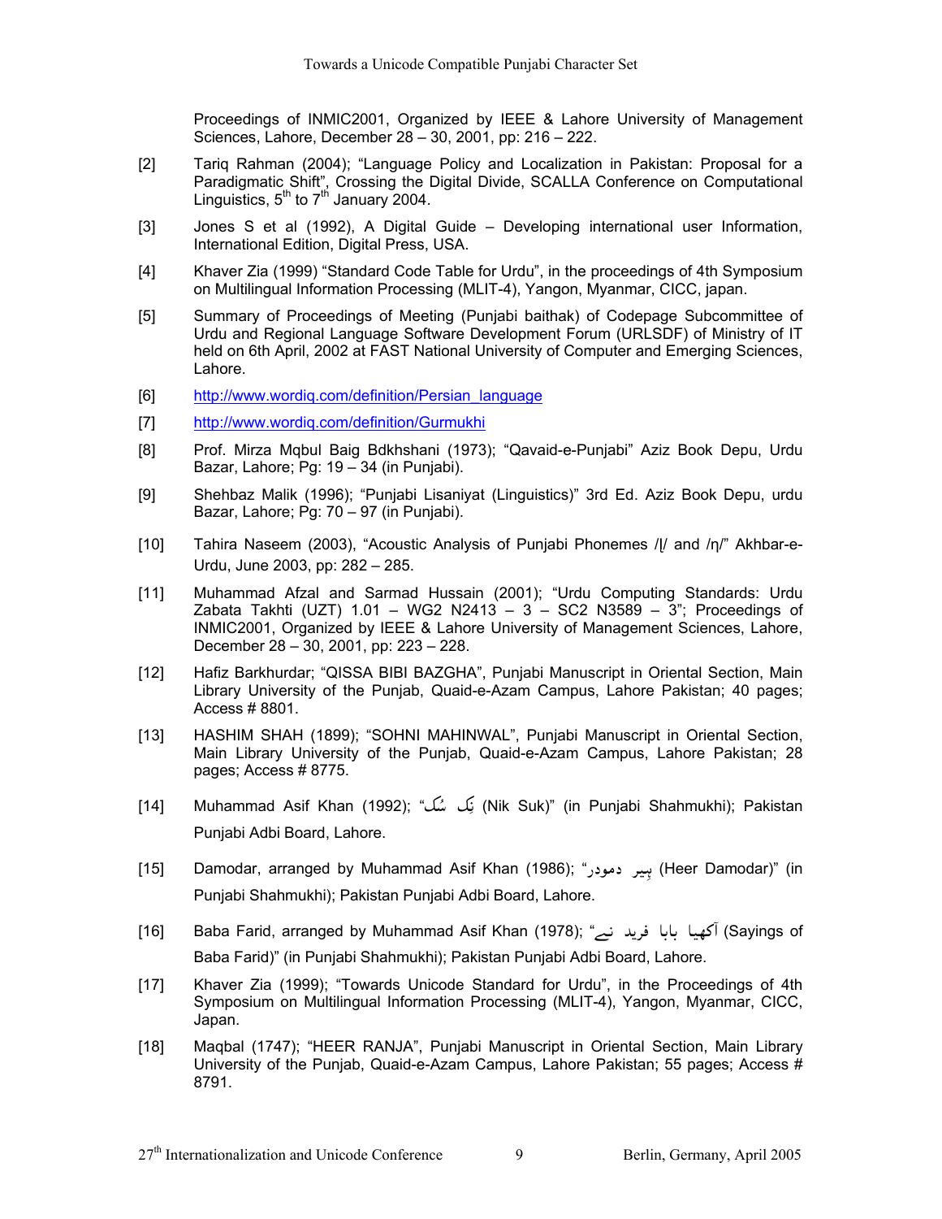Proceedings of INMIC2001, Organized by IEEE & Lahore University of Management Sciences, Lahore, December 28 – 30, 2001, pp: 216 – 222.

[2] Tariq Rahman (2004); "Language Policy and Localization in Pakistan: Proposal for a Paradigmatic Shift", Crossing the Digital Divide, SCALLA Conference on Computational Linguistics, 5th to 7th January 2004.

[3] Jones S et al (1992), A Digital Guide – Developing international user Information, International Edition, Digital Press, USA.

[4] Khaver Zia (1999) "Standard Code Table for Urdu", in the proceedings of 4th Symposium on Multilingual Information Processing (MLIT-4), Yangon, Myanmar, CICC, japan.

[5] Summary of Proceedings of Meeting (Punjabi baithak) of Codepage Subcommittee of Urdu and Regional Language Software Development Forum (URLSDF) of Ministry of IT held on 6th April, 2002 at FAST National University of Computer and Emerging Sciences, Lahore.

[6] http://www.wordiq.com/definition/Persian_language

[7] http://www.wordiq.com/definition/Gurmukhi

[8] Prof. Mirza Mqbul Baig Bdkhshani (1973); "Qavaid-e-Punjabi" Aziz Book Depu, Urdu Bazar, Lahore; Pg: 19 – 34 (in Punjabi).

[9] Shehbaz Malik (1996); "Punjabi Lisaniyat (Linguistics)" 3rd Ed. Aziz Book Depu, urdu Bazar, Lahore; Pg: 70 – 97 (in Punjabi).

[10] Tahira Naseem (2003), "Acoustic Analysis of Punjabi Phonemes /ɭ/ and /ɳ/" Akhbar-e-Urdu, June 2003, pp: 282 – 285.

[11] Muhammad Afzal and Sarmad Hussain (2001); "Urdu Computing Standards: Urdu Zabata Takhti (UZT) 1.01 – WG2 N2413 – 3 – SC2 N3589 – 3"; Proceedings of INMIC2001, Organized by IEEE & Lahore University of Management Sciences, Lahore, December 28 – 30, 2001, pp: 223 – 228.

[12] Hafiz Barkhurdar; "QISSA BIBI BAZGHA", Punjabi Manuscript in Oriental Section, Main Library University of the Punjab, Quaid-e-Azam Campus, Lahore Pakistan; 40 pages; Access # 8801.

[13] HASHIM SHAH (1899); "SOHNI MAHINWAL", Punjabi Manuscript in Oriental Section, Main Library University of the Punjab, Quaid-e-Azam Campus, Lahore Pakistan; 28 pages; Access # 8775.

[14] Muhammad Asif Khan (1992); "نِک سُک (Nik Suk)" (in Punjabi Shahmukhi); Pakistan Punjabi Adbi Board, Lahore.

[15] Damodar, arranged by Muhammad Asif Khan (1986); "ہِیر دمودر (Heer Damodar)" (in Punjabi Shahmukhi); Pakistan Punjabi Adbi Board, Lahore.

[16] Baba Farid, arranged by Muhammad Asif Khan (1978); "آکھیا بابا فرید نے (Sayings of Baba Farid)" (in Punjabi Shahmukhi); Pakistan Punjabi Adbi Board, Lahore.

[17] Khaver Zia (1999); "Towards Unicode Standard for Urdu", in the Proceedings of 4th Symposium on Multilingual Information Processing (MLIT-4), Yangon, Myanmar, CICC, Japan.

[18] Maqbal (1747); "HEER RANJA", Punjabi Manuscript in Oriental Section, Main Library University of the Punjab, Quaid-e-Azam Campus, Lahore Pakistan; 55 pages; Access # 8791.